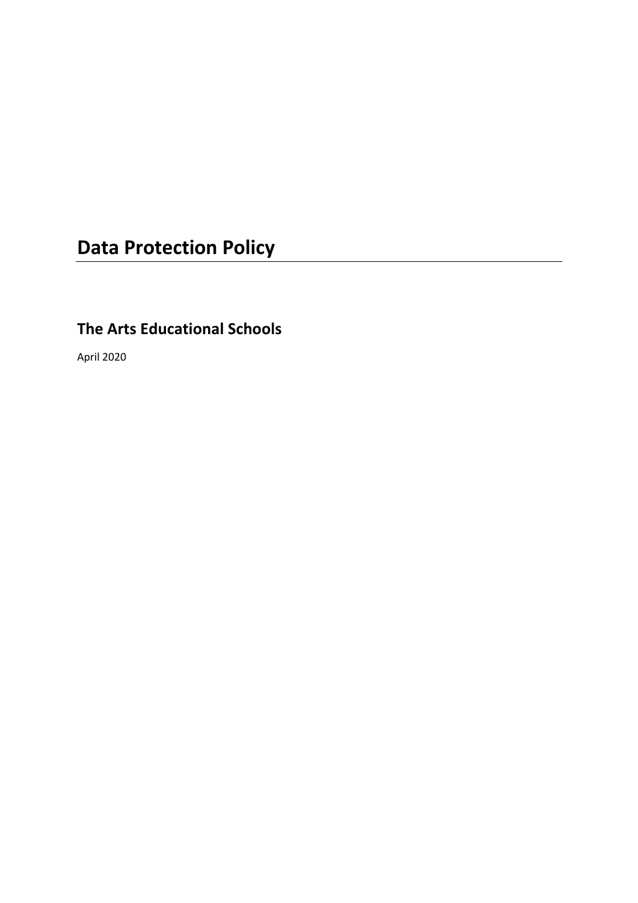# Data Protection Policy

## The Arts Educational Schools

April 2020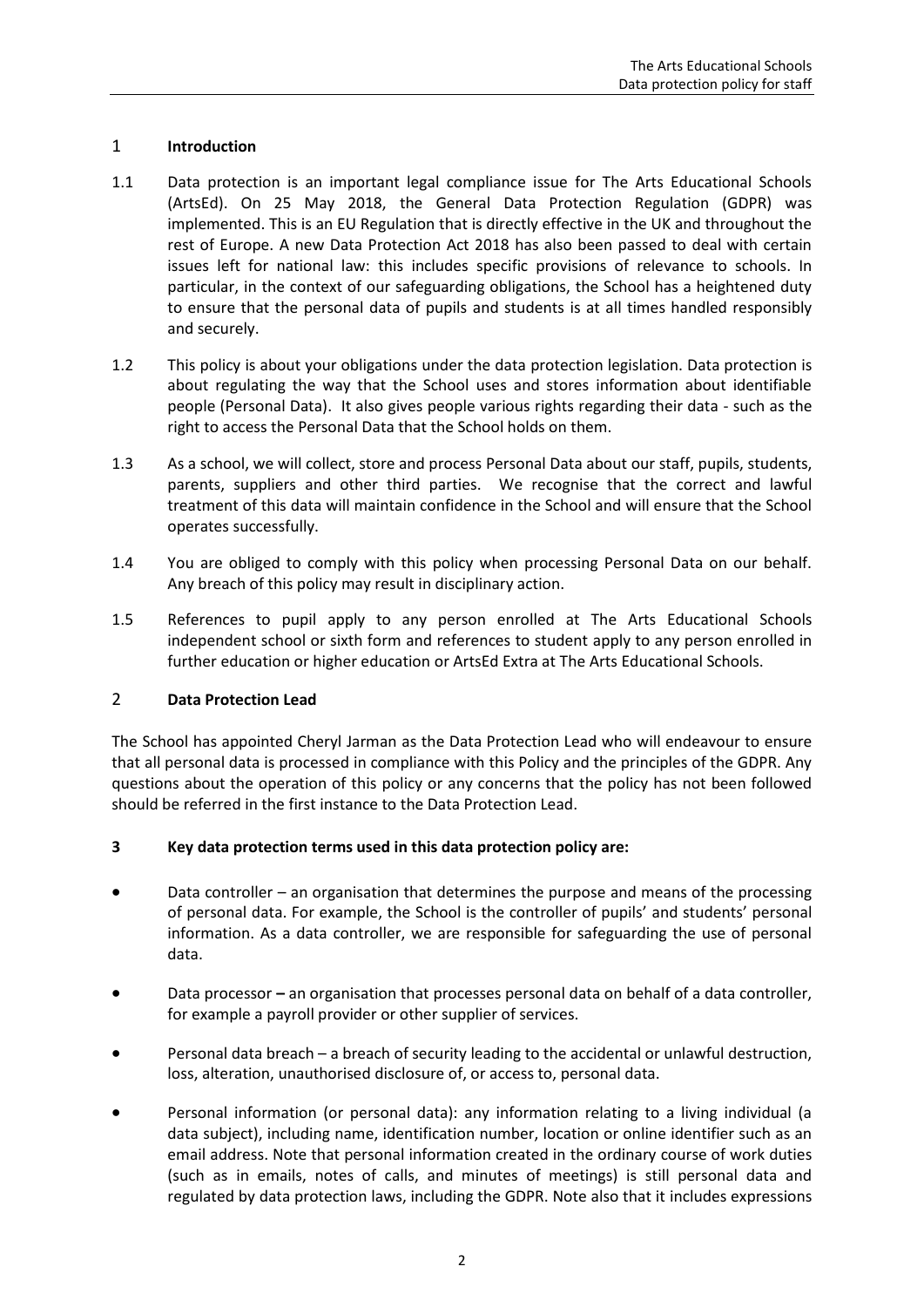## 1 Introduction

1.1 Data protection is an important legal compliance issue for The Arts Educational Schools (ArtsEd). On 25 May 2018, the General Data Protection Regulation (GDPR) was implemented. This is an EU Regulation that is directly effective in the UK and throughout the rest of Europe. A new Data Protection Act 2018 has also been passed to deal with certain issues left for national law: this includes specific provisions of relevance to schools. In particular, in the context of our safeguarding obligations, the School has a heightened duty to ensure that the personal data of pupils and students is at all times handled responsibly and securely.

1.2 This policy is about your obligations under the data protection legislation. Data protection is about regulating the way that the School uses and stores information about identifiable people (Personal Data). It also gives people various rights regarding their data - such as the right to access the Personal Data that the School holds on them.

1.3 As a school, we will collect, store and process Personal Data about our staff, pupils, students, parents, suppliers and other third parties. We recognise that the correct and lawful treatment of this data will maintain confidence in the School and will ensure that the School operates successfully.

1.4 You are obliged to comply with this policy when processing Personal Data on our behalf. Any breach of this policy may result in disciplinary action.

1.5 References to pupil apply to any person enrolled at The Arts Educational Schools independent school or sixth form and references to student apply to any person enrolled in further education or higher education or ArtsEd Extra at The Arts Educational Schools.

## 2 Data Protection Lead

The School has appointed Cheryl Jarman as the Data Protection Lead who will endeavour to ensure that all personal data is processed in compliance with this Policy and the principles of the GDPR. Any questions about the operation of this policy or any concerns that the policy has not been followed should be referred in the first instance to the Data Protection Lead.

## 3 Key data protection terms used in this data protection policy are:

- Data controller – an organisation that determines the purpose and means of the processing of personal data. For example, the School is the controller of pupils' and students' personal information. As a data controller, we are responsible for safeguarding the use of personal data.
- Data processor **–** an organisation that processes personal data on behalf of a data controller, for example a payroll provider or other supplier of services.
- Personal data breach – a breach of security leading to the accidental or unlawful destruction, loss, alteration, unauthorised disclosure of, or access to, personal data.
- Personal information (or personal data): any information relating to a living individual (a data subject), including name, identification number, location or online identifier such as an email address. Note that personal information created in the ordinary course of work duties (such as in emails, notes of calls, and minutes of meetings) is still personal data and regulated by data protection laws, including the GDPR. Note also that it includes expressions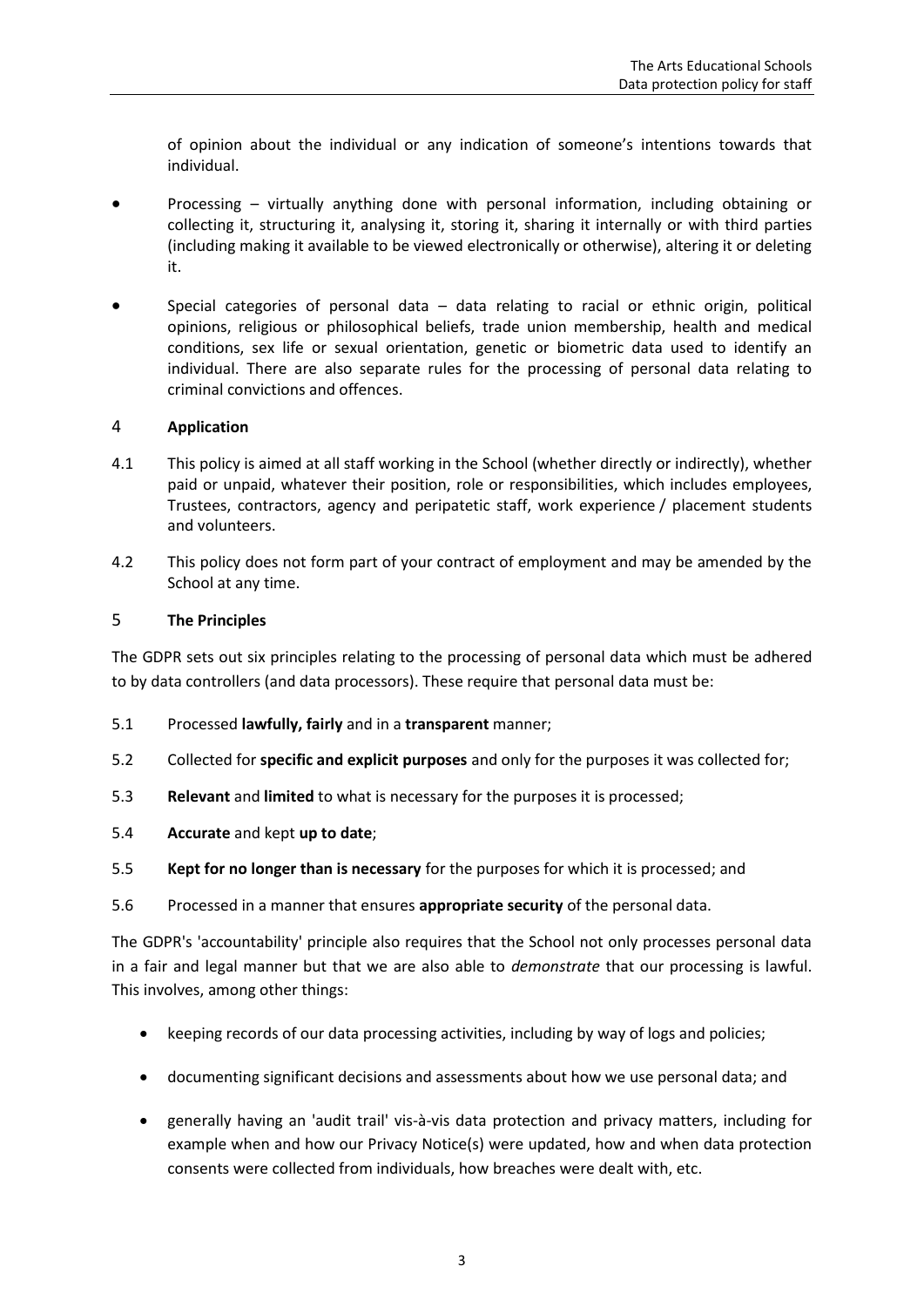of opinion about the individual or any indication of someone's intentions towards that individual.

- Processing – virtually anything done with personal information, including obtaining or collecting it, structuring it, analysing it, storing it, sharing it internally or with third parties (including making it available to be viewed electronically or otherwise), altering it or deleting it.
- Special categories of personal data – data relating to racial or ethnic origin, political opinions, religious or philosophical beliefs, trade union membership, health and medical conditions, sex life or sexual orientation, genetic or biometric data used to identify an individual. There are also separate rules for the processing of personal data relating to criminal convictions and offences.

## 4 **Application**

4.1 This policy is aimed at all staff working in the School (whether directly or indirectly), whether paid or unpaid, whatever their position, role or responsibilities, which includes employees, Trustees, contractors, agency and peripatetic staff, work experience / placement students and volunteers.

4.2 This policy does not form part of your contract of employment and may be amended by the School at any time.

## 5 **The Principles**

The GDPR sets out six principles relating to the processing of personal data which must be adhered to by data controllers (and data processors). These require that personal data must be:

5.1 Processed **lawfully, fairly** and in a **transparent** manner;

5.2 Collected for **specific and explicit purposes** and only for the purposes it was collected for;

5.3 **Relevant** and **limited** to what is necessary for the purposes it is processed;

5.4 **Accurate** and kept **up to date**;

5.5 **Kept for no longer than is necessary** for the purposes for which it is processed; and

5.6 Processed in a manner that ensures **appropriate security** of the personal data.

The GDPR's 'accountability' principle also requires that the School not only processes personal data in a fair and legal manner but that we are also able to *demonstrate* that our processing is lawful. This involves, among other things:

- keeping records of our data processing activities, including by way of logs and policies;
- documenting significant decisions and assessments about how we use personal data; and
- generally having an 'audit trail' vis-à-vis data protection and privacy matters, including for example when and how our Privacy Notice(s) were updated, how and when data protection consents were collected from individuals, how breaches were dealt with, etc.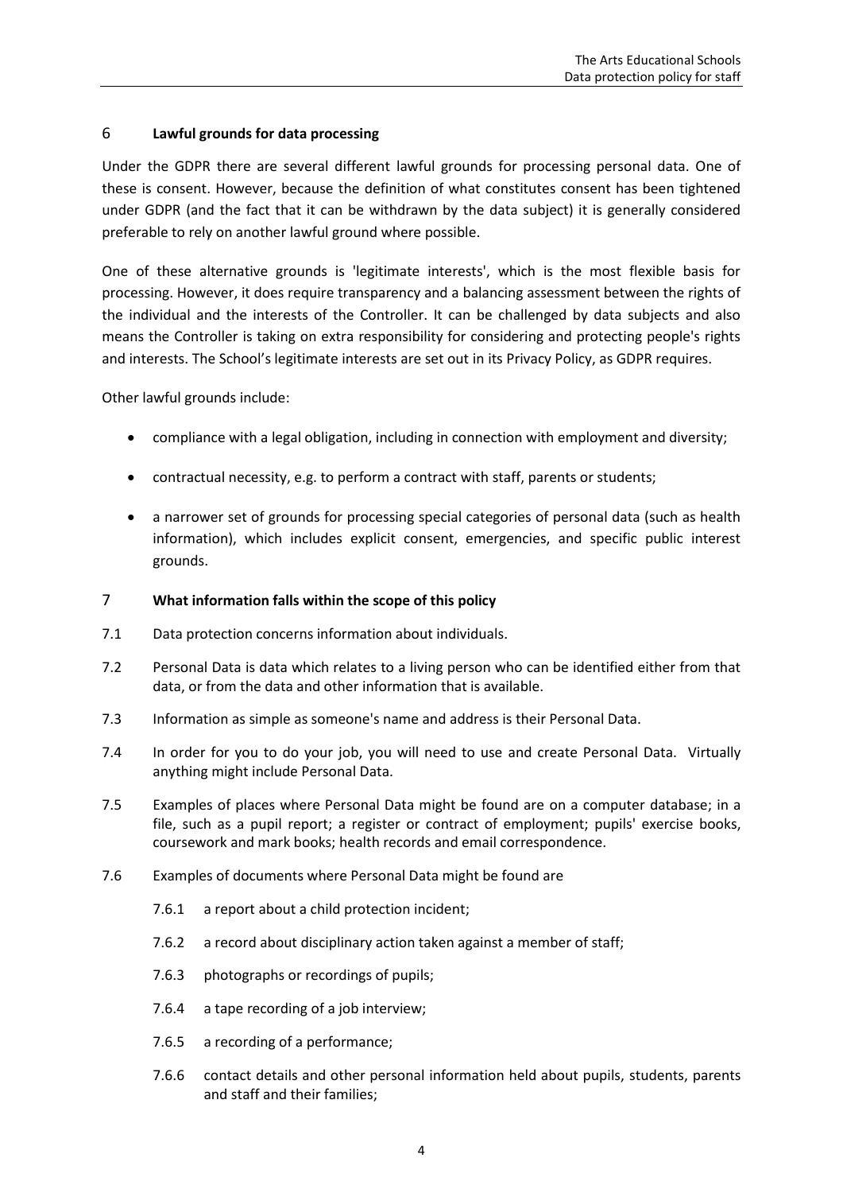## 6 Lawful grounds for data processing

Under the GDPR there are several different lawful grounds for processing personal data. One of these is consent. However, because the definition of what constitutes consent has been tightened under GDPR (and the fact that it can be withdrawn by the data subject) it is generally considered preferable to rely on another lawful ground where possible.

One of these alternative grounds is 'legitimate interests', which is the most flexible basis for processing. However, it does require transparency and a balancing assessment between the rights of the individual and the interests of the Controller. It can be challenged by data subjects and also means the Controller is taking on extra responsibility for considering and protecting people's rights and interests. The School's legitimate interests are set out in its Privacy Policy, as GDPR requires.

Other lawful grounds include:

- compliance with a legal obligation, including in connection with employment and diversity;
- contractual necessity, e.g. to perform a contract with staff, parents or students;
- a narrower set of grounds for processing special categories of personal data (such as health information), which includes explicit consent, emergencies, and specific public interest grounds.

## 7 What information falls within the scope of this policy

7.1 Data protection concerns information about individuals.

7.2 Personal Data is data which relates to a living person who can be identified either from that data, or from the data and other information that is available.

7.3 Information as simple as someone's name and address is their Personal Data.

7.4 In order for you to do your job, you will need to use and create Personal Data. Virtually anything might include Personal Data.

7.5 Examples of places where Personal Data might be found are on a computer database; in a file, such as a pupil report; a register or contract of employment; pupils' exercise books, coursework and mark books; health records and email correspondence.

7.6 Examples of documents where Personal Data might be found are

7.6.1 a report about a child protection incident;

7.6.2 a record about disciplinary action taken against a member of staff;

7.6.3 photographs or recordings of pupils;

7.6.4 a tape recording of a job interview;

7.6.5 a recording of a performance;

7.6.6 contact details and other personal information held about pupils, students, parents and staff and their families;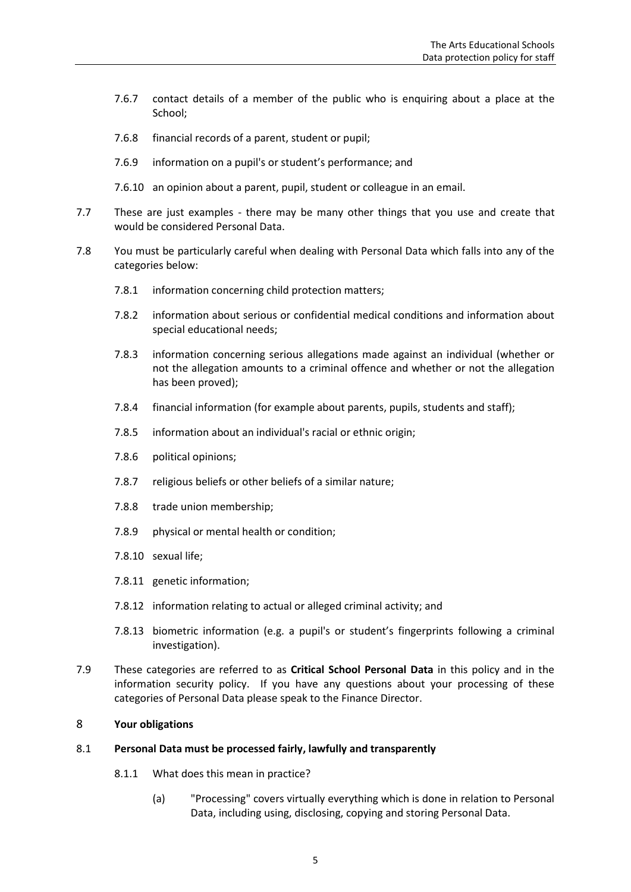7.6.7 contact details of a member of the public who is enquiring about a place at the School;

7.6.8 financial records of a parent, student or pupil;

7.6.9 information on a pupil's or student's performance; and

7.6.10 an opinion about a parent, pupil, student or colleague in an email.

7.7 These are just examples - there may be many other things that you use and create that would be considered Personal Data.

7.8 You must be particularly careful when dealing with Personal Data which falls into any of the categories below:

7.8.1 information concerning child protection matters;

7.8.2 information about serious or confidential medical conditions and information about special educational needs;

7.8.3 information concerning serious allegations made against an individual (whether or not the allegation amounts to a criminal offence and whether or not the allegation has been proved);

7.8.4 financial information (for example about parents, pupils, students and staff);

7.8.5 information about an individual's racial or ethnic origin;

7.8.6 political opinions;

7.8.7 religious beliefs or other beliefs of a similar nature;

7.8.8 trade union membership;

7.8.9 physical or mental health or condition;

7.8.10 sexual life;

7.8.11 genetic information;

7.8.12 information relating to actual or alleged criminal activity; and

7.8.13 biometric information (e.g. a pupil's or student's fingerprints following a criminal investigation).

7.9 These categories are referred to as **Critical School Personal Data** in this policy and in the information security policy. If you have any questions about your processing of these categories of Personal Data please speak to the Finance Director.

## 8 Your obligations

### 8.1 Personal Data must be processed fairly, lawfully and transparently

8.1.1 What does this mean in practice?

(a) "Processing" covers virtually everything which is done in relation to Personal Data, including using, disclosing, copying and storing Personal Data.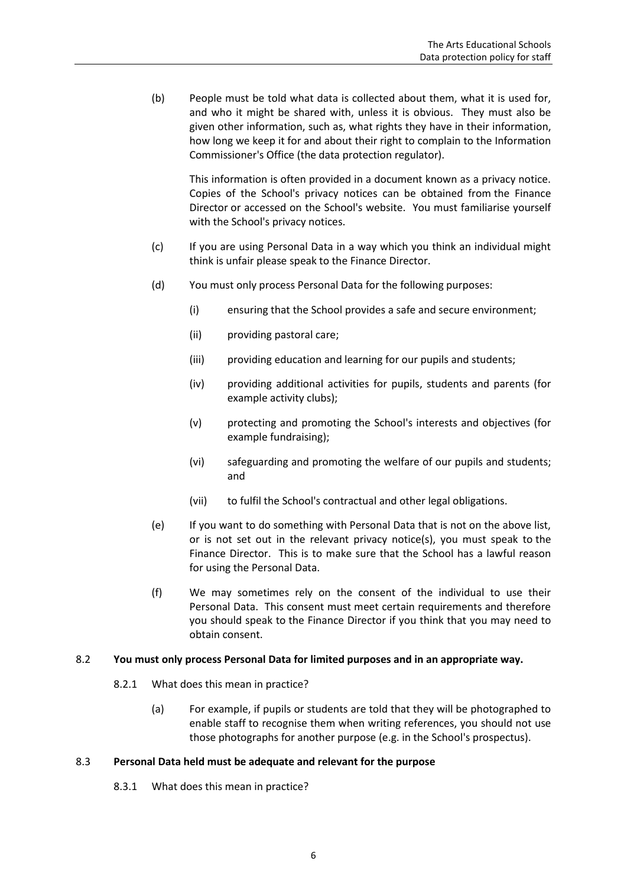(b) People must be told what data is collected about them, what it is used for, and who it might be shared with, unless it is obvious. They must also be given other information, such as, what rights they have in their information, how long we keep it for and about their right to complain to the Information Commissioner's Office (the data protection regulator).

This information is often provided in a document known as a privacy notice. Copies of the School's privacy notices can be obtained from the Finance Director or accessed on the School's website. You must familiarise yourself with the School's privacy notices.

(c) If you are using Personal Data in a way which you think an individual might think is unfair please speak to the Finance Director.

(d) You must only process Personal Data for the following purposes:

(i) ensuring that the School provides a safe and secure environment;

(ii) providing pastoral care;

(iii) providing education and learning for our pupils and students;

(iv) providing additional activities for pupils, students and parents (for example activity clubs);

(v) protecting and promoting the School's interests and objectives (for example fundraising);

(vi) safeguarding and promoting the welfare of our pupils and students; and

(vii) to fulfil the School's contractual and other legal obligations.

(e) If you want to do something with Personal Data that is not on the above list, or is not set out in the relevant privacy notice(s), you must speak to the Finance Director. This is to make sure that the School has a lawful reason for using the Personal Data.

(f) We may sometimes rely on the consent of the individual to use their Personal Data. This consent must meet certain requirements and therefore you should speak to the Finance Director if you think that you may need to obtain consent.

8.2 **You must only process Personal Data for limited purposes and in an appropriate way.**

8.2.1 What does this mean in practice?

(a) For example, if pupils or students are told that they will be photographed to enable staff to recognise them when writing references, you should not use those photographs for another purpose (e.g. in the School's prospectus).

8.3 **Personal Data held must be adequate and relevant for the purpose**

8.3.1 What does this mean in practice?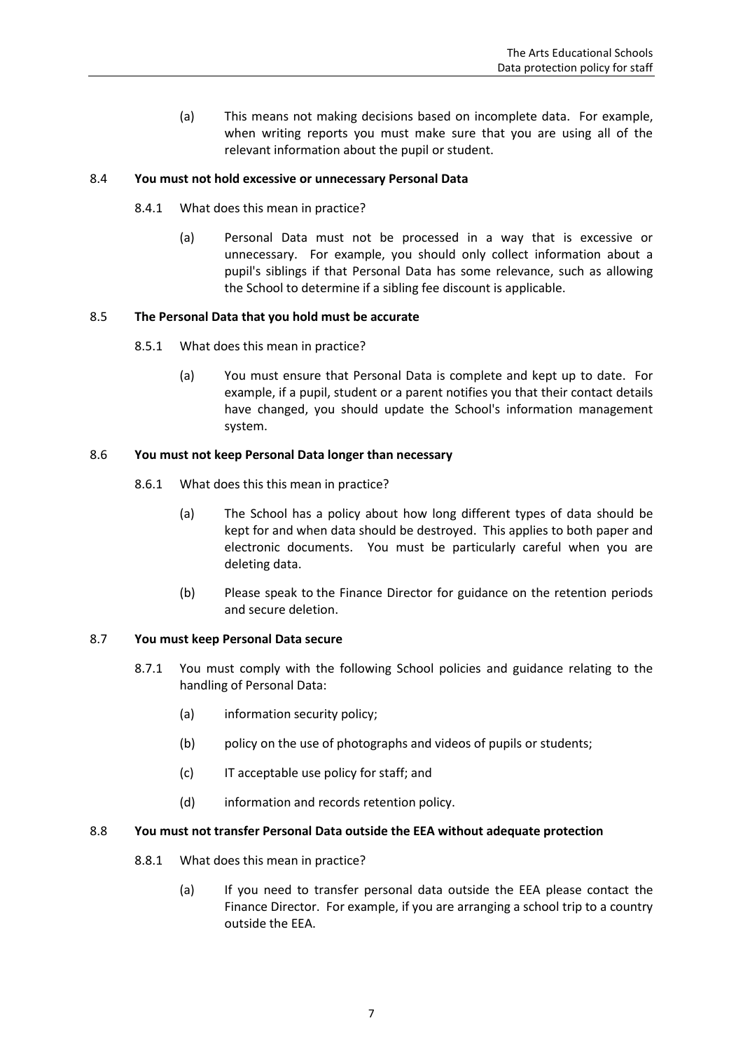(a) This means not making decisions based on incomplete data. For example, when writing reports you must make sure that you are using all of the relevant information about the pupil or student.

8.4 **You must not hold excessive or unnecessary Personal Data**

8.4.1 What does this mean in practice?

(a) Personal Data must not be processed in a way that is excessive or unnecessary. For example, you should only collect information about a pupil's siblings if that Personal Data has some relevance, such as allowing the School to determine if a sibling fee discount is applicable.

8.5 **The Personal Data that you hold must be accurate**

8.5.1 What does this mean in practice?

(a) You must ensure that Personal Data is complete and kept up to date. For example, if a pupil, student or a parent notifies you that their contact details have changed, you should update the School's information management system.

8.6 **You must not keep Personal Data longer than necessary**

8.6.1 What does this this mean in practice?

(a) The School has a policy about how long different types of data should be kept for and when data should be destroyed. This applies to both paper and electronic documents. You must be particularly careful when you are deleting data.

(b) Please speak to the Finance Director for guidance on the retention periods and secure deletion.

8.7 **You must keep Personal Data secure**

8.7.1 You must comply with the following School policies and guidance relating to the handling of Personal Data:

(a) information security policy;

(b) policy on the use of photographs and videos of pupils or students;

(c) IT acceptable use policy for staff; and

(d) information and records retention policy.

8.8 **You must not transfer Personal Data outside the EEA without adequate protection**

8.8.1 What does this mean in practice?

(a) If you need to transfer personal data outside the EEA please contact the Finance Director. For example, if you are arranging a school trip to a country outside the EEA.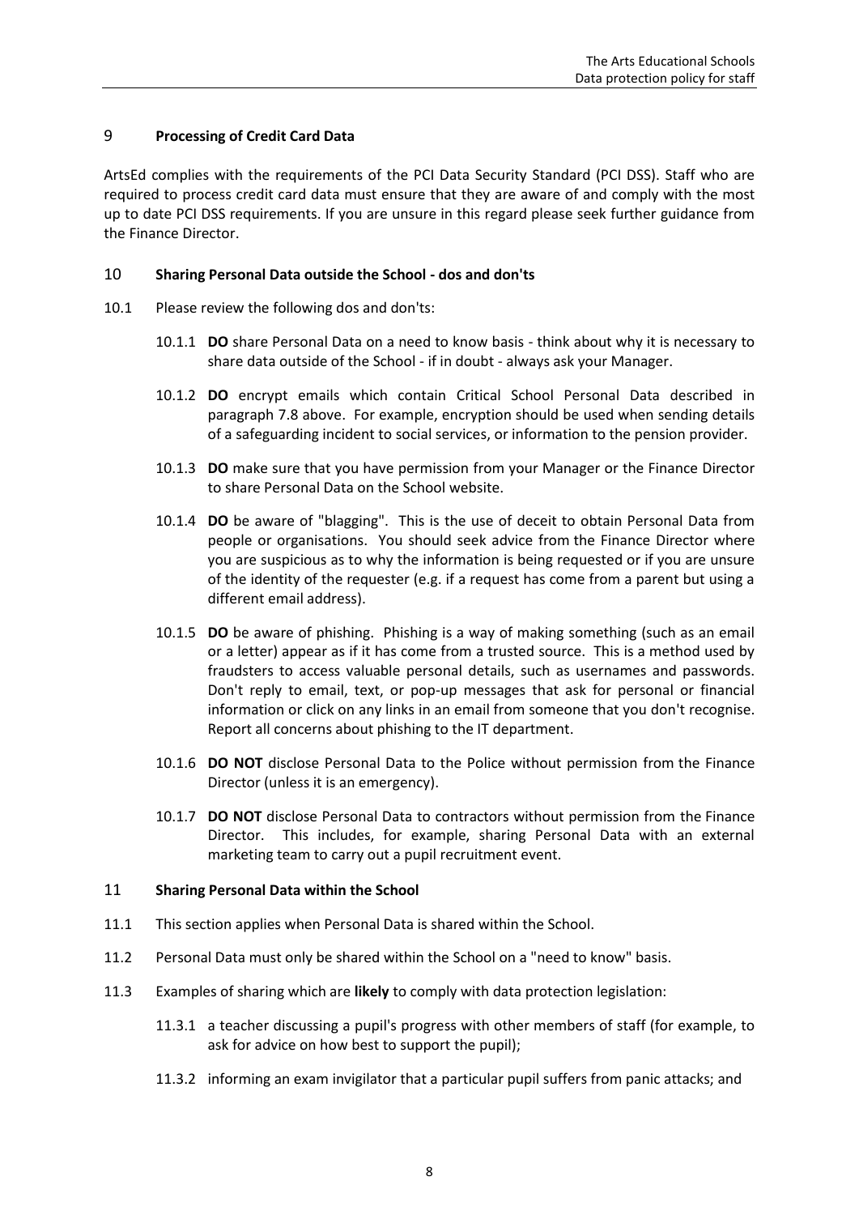## 9 **Processing of Credit Card Data**

ArtsEd complies with the requirements of the PCI Data Security Standard (PCI DSS). Staff who are required to process credit card data must ensure that they are aware of and comply with the most up to date PCI DSS requirements. If you are unsure in this regard please seek further guidance from the Finance Director.

## 10 **Sharing Personal Data outside the School - dos and don'ts**

10.1 Please review the following dos and don'ts:

10.1.1 **DO** share Personal Data on a need to know basis - think about why it is necessary to share data outside of the School - if in doubt - always ask your Manager.

10.1.2 **DO** encrypt emails which contain Critical School Personal Data described in paragraph 7.8 above. For example, encryption should be used when sending details of a safeguarding incident to social services, or information to the pension provider.

10.1.3 **DO** make sure that you have permission from your Manager or the Finance Director to share Personal Data on the School website.

10.1.4 **DO** be aware of "blagging". This is the use of deceit to obtain Personal Data from people or organisations. You should seek advice from the Finance Director where you are suspicious as to why the information is being requested or if you are unsure of the identity of the requester (e.g. if a request has come from a parent but using a different email address).

10.1.5 **DO** be aware of phishing. Phishing is a way of making something (such as an email or a letter) appear as if it has come from a trusted source. This is a method used by fraudsters to access valuable personal details, such as usernames and passwords. Don't reply to email, text, or pop-up messages that ask for personal or financial information or click on any links in an email from someone that you don't recognise. Report all concerns about phishing to the IT department.

10.1.6 **DO NOT** disclose Personal Data to the Police without permission from the Finance Director (unless it is an emergency).

10.1.7 **DO NOT** disclose Personal Data to contractors without permission from the Finance Director. This includes, for example, sharing Personal Data with an external marketing team to carry out a pupil recruitment event.

## 11 **Sharing Personal Data within the School**

11.1 This section applies when Personal Data is shared within the School.

11.2 Personal Data must only be shared within the School on a "need to know" basis.

11.3 Examples of sharing which are **likely** to comply with data protection legislation:

11.3.1 a teacher discussing a pupil's progress with other members of staff (for example, to ask for advice on how best to support the pupil);

11.3.2 informing an exam invigilator that a particular pupil suffers from panic attacks; and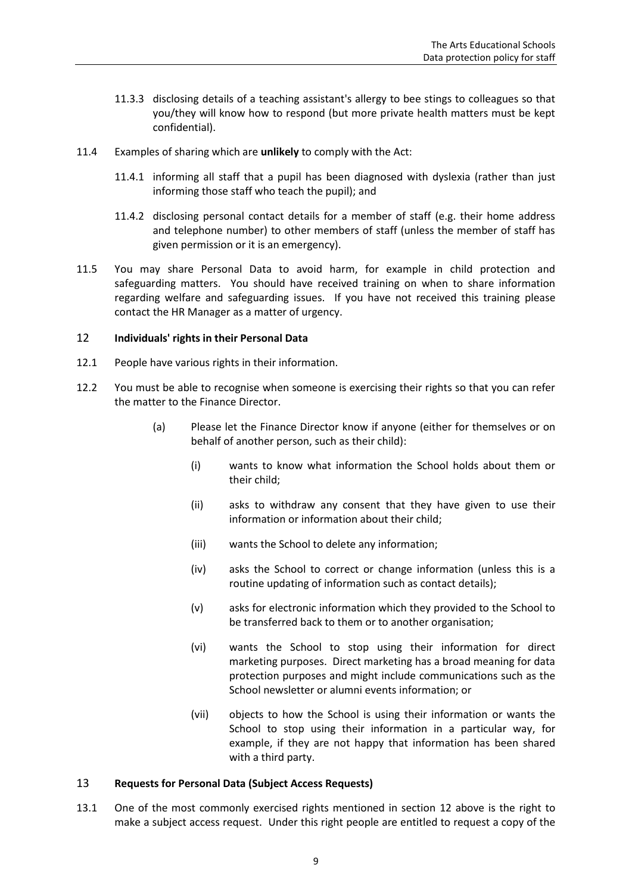11.3.3 disclosing details of a teaching assistant's allergy to bee stings to colleagues so that you/they will know how to respond (but more private health matters must be kept confidential).

11.4 Examples of sharing which are **unlikely** to comply with the Act:

11.4.1 informing all staff that a pupil has been diagnosed with dyslexia (rather than just informing those staff who teach the pupil); and

11.4.2 disclosing personal contact details for a member of staff (e.g. their home address and telephone number) to other members of staff (unless the member of staff has given permission or it is an emergency).

11.5 You may share Personal Data to avoid harm, for example in child protection and safeguarding matters. You should have received training on when to share information regarding welfare and safeguarding issues. If you have not received this training please contact the HR Manager as a matter of urgency.

## 12 Individuals' rights in their Personal Data

12.1 People have various rights in their information.

12.2 You must be able to recognise when someone is exercising their rights so that you can refer the matter to the Finance Director.

(a) Please let the Finance Director know if anyone (either for themselves or on behalf of another person, such as their child):

(i) wants to know what information the School holds about them or their child;

(ii) asks to withdraw any consent that they have given to use their information or information about their child;

(iii) wants the School to delete any information;

(iv) asks the School to correct or change information (unless this is a routine updating of information such as contact details);

(v) asks for electronic information which they provided to the School to be transferred back to them or to another organisation;

(vi) wants the School to stop using their information for direct marketing purposes. Direct marketing has a broad meaning for data protection purposes and might include communications such as the School newsletter or alumni events information; or

(vii) objects to how the School is using their information or wants the School to stop using their information in a particular way, for example, if they are not happy that information has been shared with a third party.

## 13 Requests for Personal Data (Subject Access Requests)

13.1 One of the most commonly exercised rights mentioned in section 12 above is the right to make a subject access request. Under this right people are entitled to request a copy of the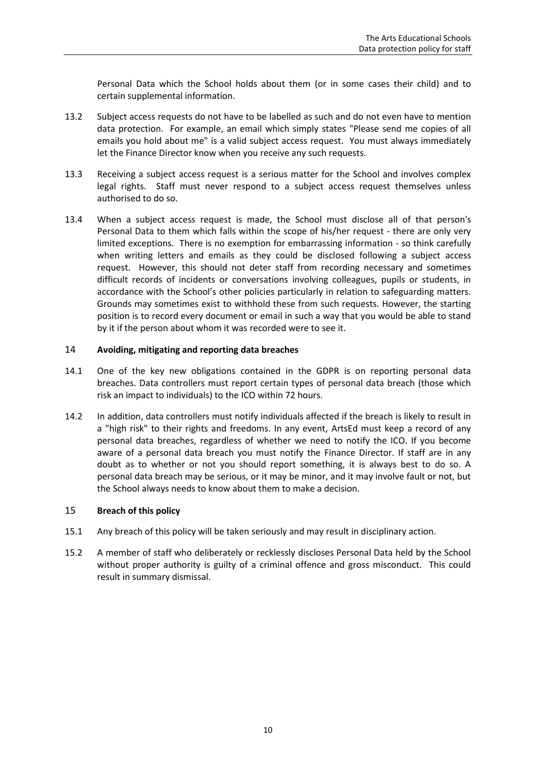Personal Data which the School holds about them (or in some cases their child) and to certain supplemental information.

13.2 Subject access requests do not have to be labelled as such and do not even have to mention data protection. For example, an email which simply states "Please send me copies of all emails you hold about me" is a valid subject access request. You must always immediately let the Finance Director know when you receive any such requests.

13.3 Receiving a subject access request is a serious matter for the School and involves complex legal rights. Staff must never respond to a subject access request themselves unless authorised to do so.

13.4 When a subject access request is made, the School must disclose all of that person's Personal Data to them which falls within the scope of his/her request - there are only very limited exceptions. There is no exemption for embarrassing information - so think carefully when writing letters and emails as they could be disclosed following a subject access request. However, this should not deter staff from recording necessary and sometimes difficult records of incidents or conversations involving colleagues, pupils or students, in accordance with the School's other policies particularly in relation to safeguarding matters. Grounds may sometimes exist to withhold these from such requests. However, the starting position is to record every document or email in such a way that you would be able to stand by it if the person about whom it was recorded were to see it.

## 14 Avoiding, mitigating and reporting data breaches

14.1 One of the key new obligations contained in the GDPR is on reporting personal data breaches. Data controllers must report certain types of personal data breach (those which risk an impact to individuals) to the ICO within 72 hours.

14.2 In addition, data controllers must notify individuals affected if the breach is likely to result in a "high risk" to their rights and freedoms. In any event, ArtsEd must keep a record of any personal data breaches, regardless of whether we need to notify the ICO. If you become aware of a personal data breach you must notify the Finance Director. If staff are in any doubt as to whether or not you should report something, it is always best to do so. A personal data breach may be serious, or it may be minor, and it may involve fault or not, but the School always needs to know about them to make a decision.

## 15 Breach of this policy

15.1 Any breach of this policy will be taken seriously and may result in disciplinary action.

15.2 A member of staff who deliberately or recklessly discloses Personal Data held by the School without proper authority is guilty of a criminal offence and gross misconduct. This could result in summary dismissal.